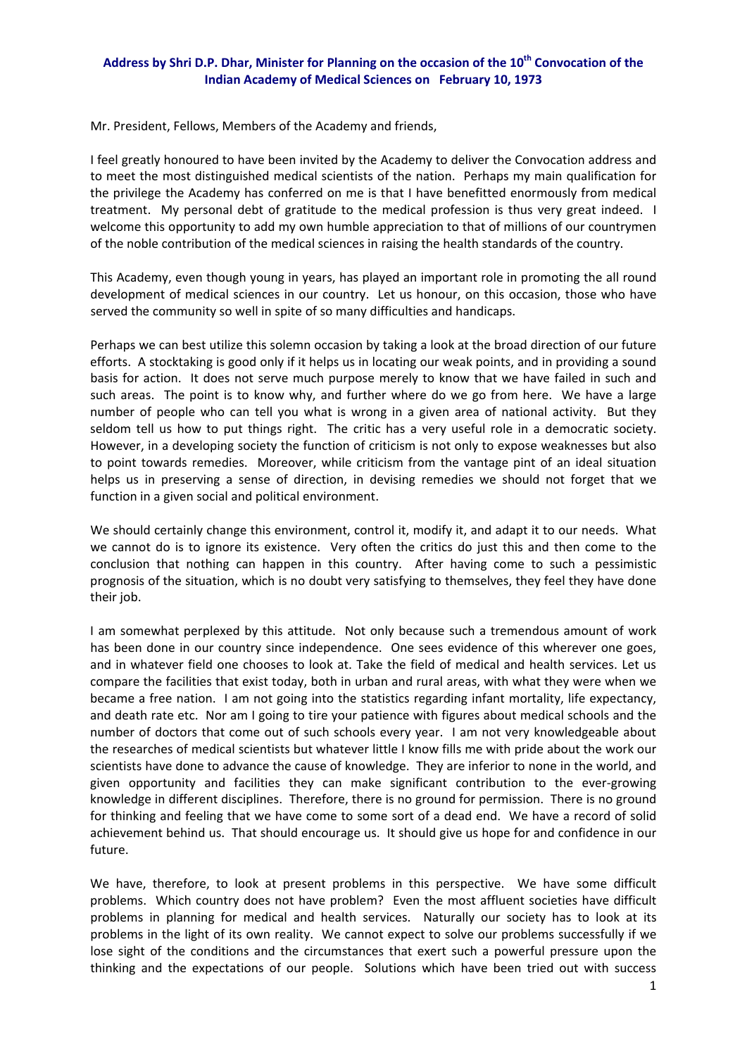**Address by Shri D.P. Dhar, Minister for Planning on the occasion of the 10th Convocation of the Indian Academy of Medical Sciences on February 10, 1973**

Mr. President, Fellows, Members of the Academy and friends,

I feel greatly honoured to have been invited by the Academy to deliver the Convocation address and to meet the most distinguished medical scientists of the nation. Perhaps my main qualification for the privilege the Academy has conferred on me is that I have benefitted enormously from medical treatment. My personal debt of gratitude to the medical profession is thus very great indeed. I welcome this opportunity to add my own humble appreciation to that of millions of our countrymen of the noble contribution of the medical sciences in raising the health standards of the country.

This Academy, even though young in years, has played an important role in promoting the all round development of medical sciences in our country. Let us honour, on this occasion, those who have served the community so well in spite of so many difficulties and handicaps.

Perhaps we can best utilize this solemn occasion by taking a look at the broad direction of our future efforts. A stocktaking is good only if it helps us in locating our weak points, and in providing a sound basis for action. It does not serve much purpose merely to know that we have failed in such and such areas. The point is to know why, and further where do we go from here. We have a large number of people who can tell you what is wrong in a given area of national activity. But they seldom tell us how to put things right. The critic has a very useful role in a democratic society. However, in a developing society the function of criticism is not only to expose weaknesses but also to point towards remedies. Moreover, while criticism from the vantage pint of an ideal situation helps us in preserving a sense of direction, in devising remedies we should not forget that we function in a given social and political environment.

We should certainly change this environment, control it, modify it, and adapt it to our needs. What we cannot do is to ignore its existence. Very often the critics do just this and then come to the conclusion that nothing can happen in this country. After having come to such a pessimistic prognosis of the situation, which is no doubt very satisfying to themselves, they feel they have done their job.

I am somewhat perplexed by this attitude. Not only because such a tremendous amount of work has been done in our country since independence. One sees evidence of this wherever one goes, and in whatever field one chooses to look at. Take the field of medical and health services. Let us compare the facilities that exist today, both in urban and rural areas, with what they were when we became a free nation. I am not going into the statistics regarding infant mortality, life expectancy, and death rate etc. Nor am I going to tire your patience with figures about medical schools and the number of doctors that come out of such schools every year. I am not very knowledgeable about the researches of medical scientists but whatever little I know fills me with pride about the work our scientists have done to advance the cause of knowledge. They are inferior to none in the world, and given opportunity and facilities they can make significant contribution to the ever-growing knowledge in different disciplines. Therefore, there is no ground for permission. There is no ground for thinking and feeling that we have come to some sort of a dead end. We have a record of solid achievement behind us. That should encourage us. It should give us hope for and confidence in our future.

We have, therefore, to look at present problems in this perspective. We have some difficult problems. Which country does not have problem? Even the most affluent societies have difficult problems in planning for medical and health services. Naturally our society has to look at its problems in the light of its own reality. We cannot expect to solve our problems successfully if we lose sight of the conditions and the circumstances that exert such a powerful pressure upon the thinking and the expectations of our people. Solutions which have been tried out with success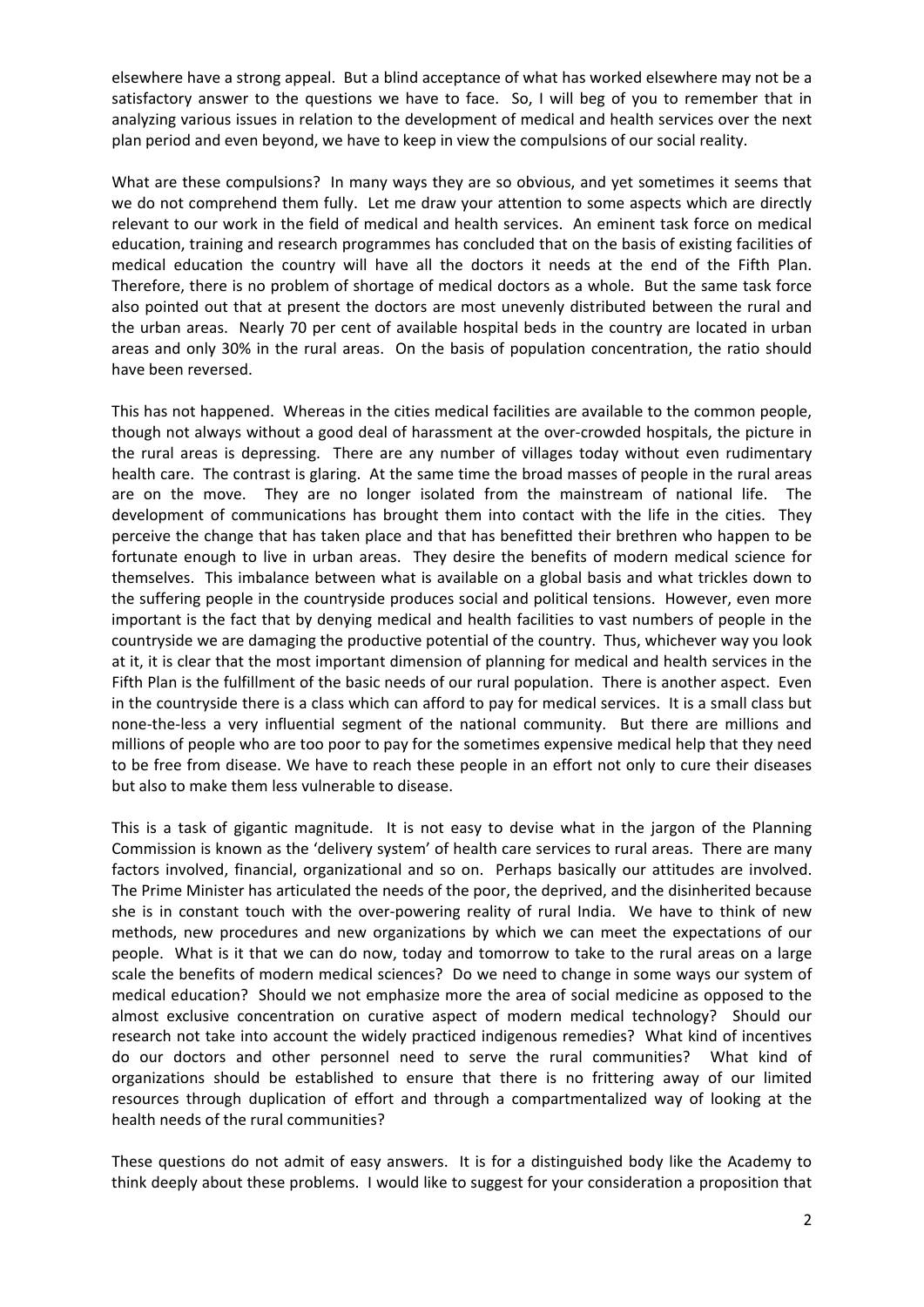elsewhere have a strong appeal. But a blind acceptance of what has worked elsewhere may not be a satisfactory answer to the questions we have to face. So, I will beg of you to remember that in analyzing various issues in relation to the development of medical and health services over the next plan period and even beyond, we have to keep in view the compulsions of our social reality.

What are these compulsions? In many ways they are so obvious, and yet sometimes it seems that we do not comprehend them fully. Let me draw your attention to some aspects which are directly relevant to our work in the field of medical and health services. An eminent task force on medical education, training and research programmes has concluded that on the basis of existing facilities of medical education the country will have all the doctors it needs at the end of the Fifth Plan. Therefore, there is no problem of shortage of medical doctors as a whole. But the same task force also pointed out that at present the doctors are most unevenly distributed between the rural and the urban areas. Nearly 70 per cent of available hospital beds in the country are located in urban areas and only 30% in the rural areas. On the basis of population concentration, the ratio should have been reversed.

This has not happened. Whereas in the cities medical facilities are available to the common people, though not always without a good deal of harassment at the over-crowded hospitals, the picture in the rural areas is depressing. There are any number of villages today without even rudimentary health care. The contrast is glaring. At the same time the broad masses of people in the rural areas are on the move. They are no longer isolated from the mainstream of national life. The development of communications has brought them into contact with the life in the cities. They perceive the change that has taken place and that has benefitted their brethren who happen to be fortunate enough to live in urban areas. They desire the benefits of modern medical science for themselves. This imbalance between what is available on a global basis and what trickles down to the suffering people in the countryside produces social and political tensions. However, even more important is the fact that by denying medical and health facilities to vast numbers of people in the countryside we are damaging the productive potential of the country. Thus, whichever way you look at it, it is clear that the most important dimension of planning for medical and health services in the Fifth Plan is the fulfillment of the basic needs of our rural population. There is another aspect. Even in the countryside there is a class which can afford to pay for medical services. It is a small class but none-the-less a very influential segment of the national community. But there are millions and millions of people who are too poor to pay for the sometimes expensive medical help that they need to be free from disease. We have to reach these people in an effort not only to cure their diseases but also to make them less vulnerable to disease.

This is a task of gigantic magnitude. It is not easy to devise what in the jargon of the Planning Commission is known as the 'delivery system' of health care services to rural areas. There are many factors involved, financial, organizational and so on. Perhaps basically our attitudes are involved. The Prime Minister has articulated the needs of the poor, the deprived, and the disinherited because she is in constant touch with the over-powering reality of rural India. We have to think of new methods, new procedures and new organizations by which we can meet the expectations of our people. What is it that we can do now, today and tomorrow to take to the rural areas on a large scale the benefits of modern medical sciences? Do we need to change in some ways our system of medical education? Should we not emphasize more the area of social medicine as opposed to the almost exclusive concentration on curative aspect of modern medical technology? Should our research not take into account the widely practiced indigenous remedies? What kind of incentives do our doctors and other personnel need to serve the rural communities? What kind of organizations should be established to ensure that there is no frittering away of our limited resources through duplication of effort and through a compartmentalized way of looking at the health needs of the rural communities?

These questions do not admit of easy answers. It is for a distinguished body like the Academy to think deeply about these problems. I would like to suggest for your consideration a proposition that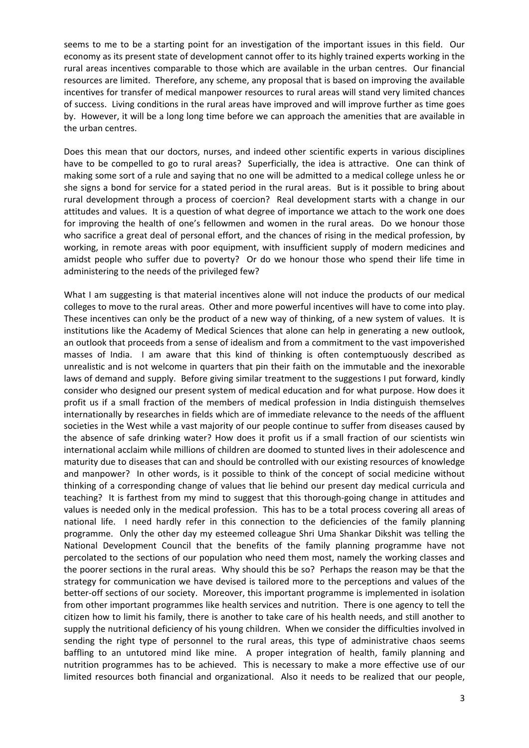seems to me to be a starting point for an investigation of the important issues in this field. Our economy as its present state of development cannot offer to its highly trained experts working in the rural areas incentives comparable to those which are available in the urban centres. Our financial resources are limited. Therefore, any scheme, any proposal that is based on improving the available incentives for transfer of medical manpower resources to rural areas will stand very limited chances of success. Living conditions in the rural areas have improved and will improve further as time goes by. However, it will be a long long time before we can approach the amenities that are available in the urban centres.

Does this mean that our doctors, nurses, and indeed other scientific experts in various disciplines have to be compelled to go to rural areas? Superficially, the idea is attractive. One can think of making some sort of a rule and saying that no one will be admitted to a medical college unless he or she signs a bond for service for a stated period in the rural areas. But is it possible to bring about rural development through a process of coercion? Real development starts with a change in our attitudes and values. It is a question of what degree of importance we attach to the work one does for improving the health of one's fellowmen and women in the rural areas. Do we honour those who sacrifice a great deal of personal effort, and the chances of rising in the medical profession, by working, in remote areas with poor equipment, with insufficient supply of modern medicines and amidst people who suffer due to poverty? Or do we honour those who spend their life time in administering to the needs of the privileged few?

What I am suggesting is that material incentives alone will not induce the products of our medical colleges to move to the rural areas. Other and more powerful incentives will have to come into play. These incentives can only be the product of a new way of thinking, of a new system of values. It is institutions like the Academy of Medical Sciences that alone can help in generating a new outlook, an outlook that proceeds from a sense of idealism and from a commitment to the vast impoverished masses of India. I am aware that this kind of thinking is often contemptuously described as unrealistic and is not welcome in quarters that pin their faith on the immutable and the inexorable laws of demand and supply. Before giving similar treatment to the suggestions I put forward, kindly consider who designed our present system of medical education and for what purpose. How does it profit us if a small fraction of the members of medical profession in India distinguish themselves internationally by researches in fields which are of immediate relevance to the needs of the affluent societies in the West while a vast majority of our people continue to suffer from diseases caused by the absence of safe drinking water? How does it profit us if a small fraction of our scientists win international acclaim while millions of children are doomed to stunted lives in their adolescence and maturity due to diseases that can and should be controlled with our existing resources of knowledge and manpower? In other words, is it possible to think of the concept of social medicine without thinking of a corresponding change of values that lie behind our present day medical curricula and teaching? It is farthest from my mind to suggest that this thorough-going change in attitudes and values is needed only in the medical profession. This has to be a total process covering all areas of national life. I need hardly refer in this connection to the deficiencies of the family planning programme. Only the other day my esteemed colleague Shri Uma Shankar Dikshit was telling the National Development Council that the benefits of the family planning programme have not percolated to the sections of our population who need them most, namely the working classes and the poorer sections in the rural areas. Why should this be so? Perhaps the reason may be that the strategy for communication we have devised is tailored more to the perceptions and values of the better-off sections of our society. Moreover, this important programme is implemented in isolation from other important programmes like health services and nutrition. There is one agency to tell the citizen how to limit his family, there is another to take care of his health needs, and still another to supply the nutritional deficiency of his young children. When we consider the difficulties involved in sending the right type of personnel to the rural areas, this type of administrative chaos seems baffling to an untutored mind like mine. A proper integration of health, family planning and nutrition programmes has to be achieved. This is necessary to make a more effective use of our limited resources both financial and organizational. Also it needs to be realized that our people,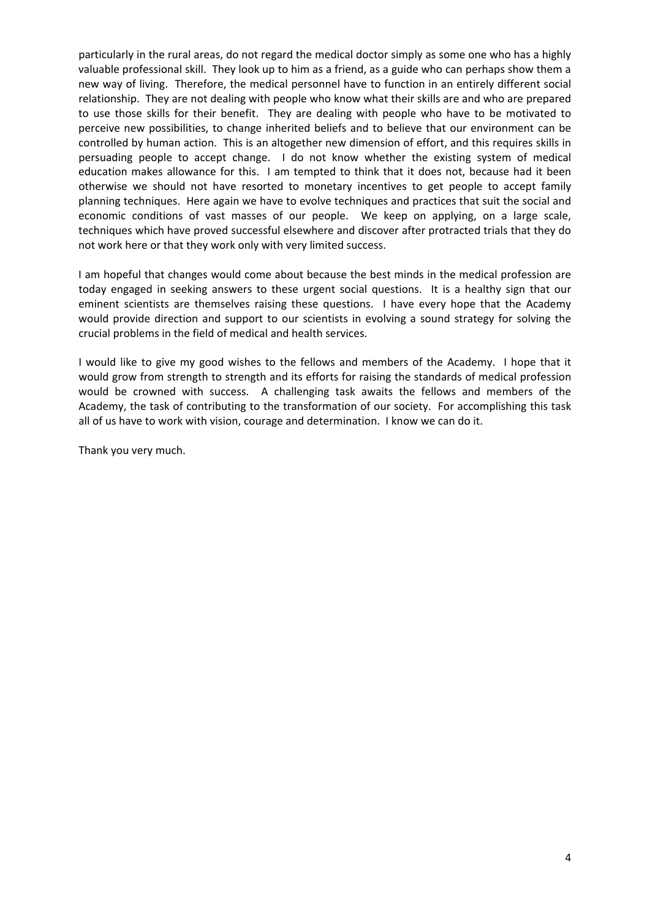particularly in the rural areas, do not regard the medical doctor simply as some one who has a highly valuable professional skill. They look up to him as a friend, as a guide who can perhaps show them a new way of living. Therefore, the medical personnel have to function in an entirely different social relationship. They are not dealing with people who know what their skills are and who are prepared to use those skills for their benefit. They are dealing with people who have to be motivated to perceive new possibilities, to change inherited beliefs and to believe that our environment can be controlled by human action. This is an altogether new dimension of effort, and this requires skills in persuading people to accept change. I do not know whether the existing system of medical education makes allowance for this. I am tempted to think that it does not, because had it been otherwise we should not have resorted to monetary incentives to get people to accept family planning techniques. Here again we have to evolve techniques and practices that suit the social and economic conditions of vast masses of our people. We keep on applying, on a large scale, techniques which have proved successful elsewhere and discover after protracted trials that they do not work here or that they work only with very limited success.

I am hopeful that changes would come about because the best minds in the medical profession are today engaged in seeking answers to these urgent social questions. It is a healthy sign that our eminent scientists are themselves raising these questions. I have every hope that the Academy would provide direction and support to our scientists in evolving a sound strategy for solving the crucial problems in the field of medical and health services.

I would like to give my good wishes to the fellows and members of the Academy. I hope that it would grow from strength to strength and its efforts for raising the standards of medical profession would be crowned with success. A challenging task awaits the fellows and members of the Academy, the task of contributing to the transformation of our society. For accomplishing this task all of us have to work with vision, courage and determination. I know we can do it.

Thank you very much.